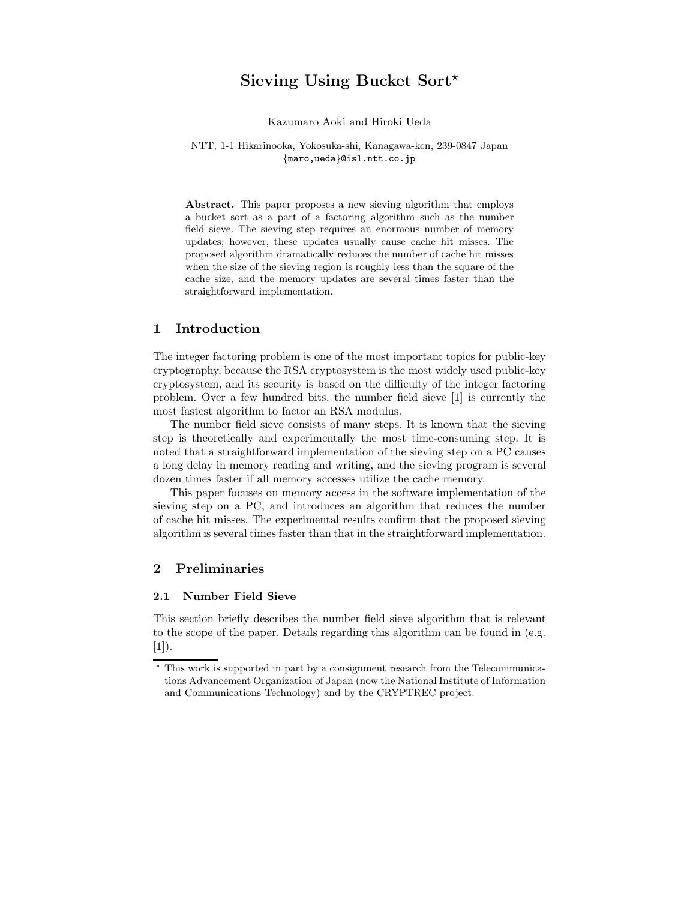# Sieving Using Bucket Sort*

Kazumaro Aoki and Hiroki Ueda

NTT, 1-1 Hikarinooka, Yokosuka-shi, Kanagawa-ken, 239-0847 Japan
{maro,ueda}@isl.ntt.co.jp

**Abstract.** This paper proposes a new sieving algorithm that employs a bucket sort as a part of a factoring algorithm such as the number field sieve. The sieving step requires an enormous number of memory updates; however, these updates usually cause cache hit misses. The proposed algorithm dramatically reduces the number of cache hit misses when the size of the sieving region is roughly less than the square of the cache size, and the memory updates are several times faster than the straightforward implementation.

## 1 Introduction

The integer factoring problem is one of the most important topics for public-key cryptography, because the RSA cryptosystem is the most widely used public-key cryptosystem, and its security is based on the difficulty of the integer factoring problem. Over a few hundred bits, the number field sieve [1] is currently the most fastest algorithm to factor an RSA modulus.

The number field sieve consists of many steps. It is known that the sieving step is theoretically and experimentally the most time-consuming step. It is noted that a straightforward implementation of the sieving step on a PC causes a long delay in memory reading and writing, and the sieving program is several dozen times faster if all memory accesses utilize the cache memory.

This paper focuses on memory access in the software implementation of the sieving step on a PC, and introduces an algorithm that reduces the number of cache hit misses. The experimental results confirm that the proposed sieving algorithm is several times faster than that in the straightforward implementation.

## 2 Preliminaries

### 2.1 Number Field Sieve

This section briefly describes the number field sieve algorithm that is relevant to the scope of the paper. Details regarding this algorithm can be found in (e.g. [1]).

---

* This work is supported in part by a consignment research from the Telecommunications Advancement Organization of Japan (now the National Institute of Information and Communications Technology) and by the CRYPTREC project.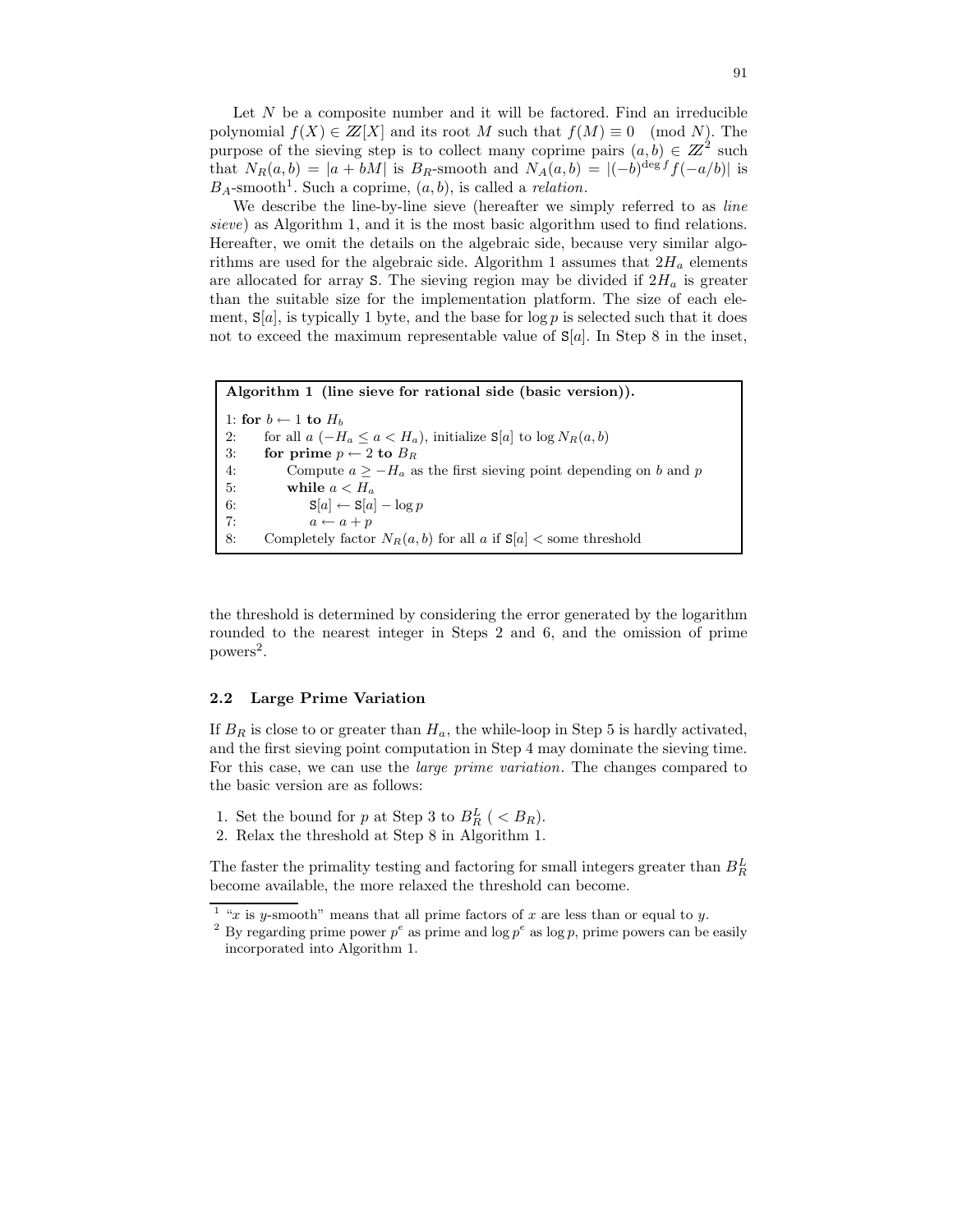Let $N$ be a composite number and it will be factored. Find an irreducible polynomial $f(X) \in \mathbb{Z}[X]$ and its root $M$ such that $f(M) \equiv 0 \pmod{N}$. The purpose of the sieving step is to collect many coprime pairs $(a, b) \in \mathbb{Z}^2$ such that $N_R(a, b) = |a + bM|$ is $B_R$-smooth and $N_A(a, b) = |(-b)^{\deg f} f(-a/b)|$ is $B_A$-smooth[1]. Such a coprime, $(a, b)$, is called a *relation*.

We describe the line-by-line sieve (hereafter we simply referred to as *line sieve*) as Algorithm 1, and it is the most basic algorithm used to find relations. Hereafter, we omit the details on the algebraic side, because very similar algorithms are used for the algebraic side. Algorithm 1 assumes that $2H_a$ elements are allocated for array S. The sieving region may be divided if $2H_a$ is greater than the suitable size for the implementation platform. The size of each element, $\mathtt{S}[a]$, is typically 1 byte, and the base for $\log p$ is selected such that it does not to exceed the maximum representable value of $\mathtt{S}[a]$. In Step 8 in the inset,

**Algorithm 1 (line sieve for rational side (basic version)).**

```
1: for b ← 1 to H_b
2:     for all a (−H_a ≤ a < H_a), initialize S[a] to log N_R(a, b)
3:     for prime p ← 2 to B_R
4:         Compute a ≥ −H_a as the first sieving point depending on b and p
5:         while a < H_a
6:             S[a] ← S[a] − log p
7:             a ← a + p
8:     Completely factor N_R(a, b) for all a if S[a] < some threshold
```

the threshold is determined by considering the error generated by the logarithm rounded to the nearest integer in Steps 2 and 6, and the omission of prime powers[2].

### 2.2 Large Prime Variation

If $B_R$ is close to or greater than $H_a$, the while-loop in Step 5 is hardly activated, and the first sieving point computation in Step 4 may dominate the sieving time. For this case, we can use the *large prime variation*. The changes compared to the basic version are as follows:

1. Set the bound for $p$ at Step 3 to $B_R^L$ ( $< B_R$).
2. Relax the threshold at Step 8 in Algorithm 1.

The faster the primality testing and factoring for small integers greater than $B_R^L$ become available, the more relaxed the threshold can become.

---

[1] "$x$ is $y$-smooth" means that all prime factors of $x$ are less than or equal to $y$.

[2] By regarding prime power $p^e$ as prime and $\log p^e$ as $\log p$, prime powers can be easily incorporated into Algorithm 1.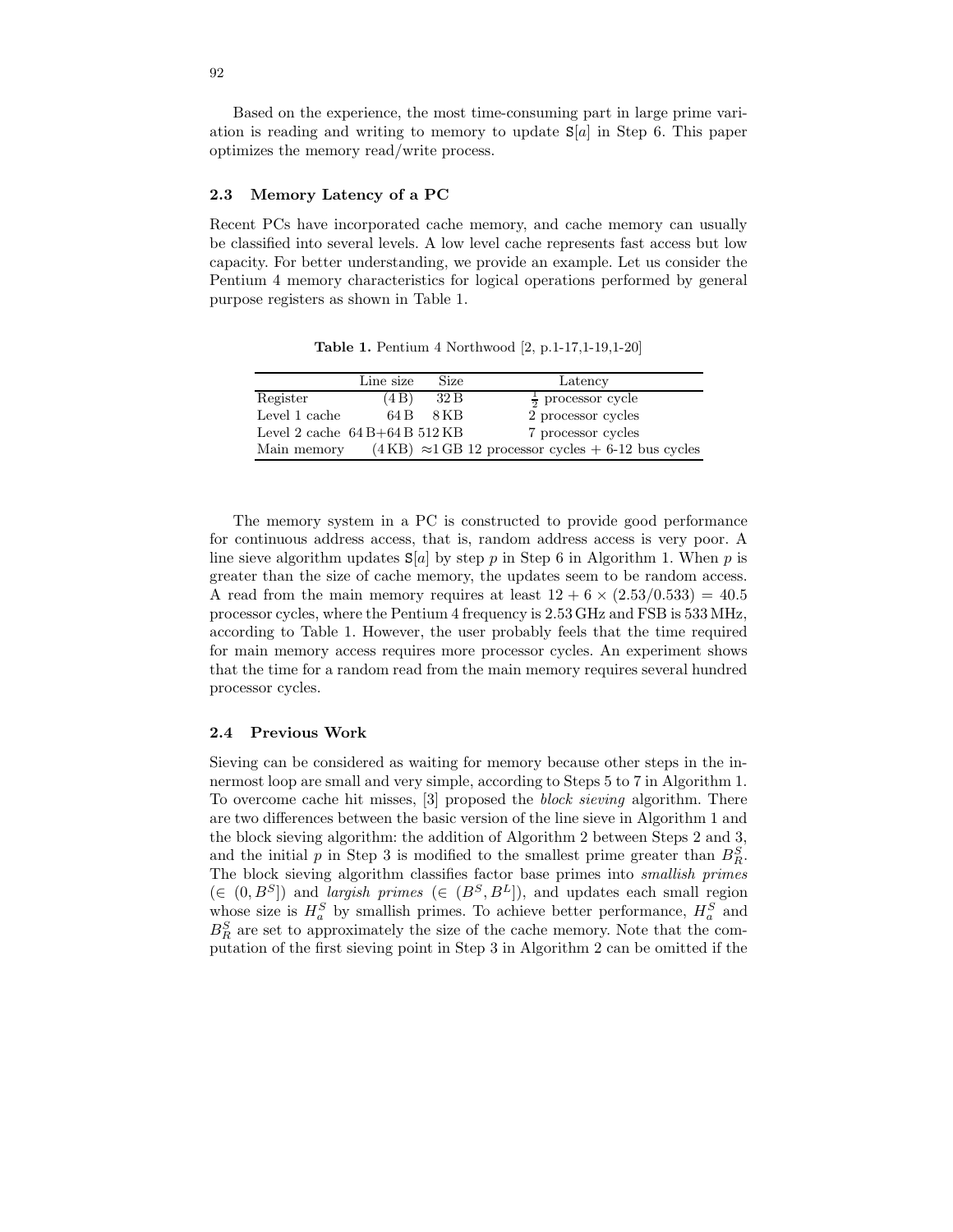Based on the experience, the most time-consuming part in large prime variation is reading and writing to memory to update S[$a$] in Step 6. This paper optimizes the memory read/write process.

### 2.3 Memory Latency of a PC

Recent PCs have incorporated cache memory, and cache memory can usually be classified into several levels. A low level cache represents fast access but low capacity. For better understanding, we provide an example. Let us consider the Pentium 4 memory characteristics for logical operations performed by general purpose registers as shown in Table 1.

**Table 1.** Pentium 4 Northwood [2, p.1-17,1-19,1-20]

| | Line size | Size | Latency |
|---|---|---|---|
| Register | (4 B) | 32 B | $\frac{1}{2}$ processor cycle |
| Level 1 cache | 64 B | 8 KB | 2 processor cycles |
| Level 2 cache | 64 B+64 B | 512 KB | 7 processor cycles |
| Main memory | (4 KB) | ≈1 GB | 12 processor cycles + 6-12 bus cycles |

The memory system in a PC is constructed to provide good performance for continuous address access, that is, random address access is very poor. A line sieve algorithm updates S[$a$] by step $p$ in Step 6 in Algorithm 1. When $p$ is greater than the size of cache memory, the updates seem to be random access. A read from the main memory requires at least $12 + 6 \times (2.53/0.533) = 40.5$ processor cycles, where the Pentium 4 frequency is 2.53 GHz and FSB is 533 MHz, according to Table 1. However, the user probably feels that the time required for main memory access requires more processor cycles. An experiment shows that the time for a random read from the main memory requires several hundred processor cycles.

### 2.4 Previous Work

Sieving can be considered as waiting for memory because other steps in the innermost loop are small and very simple, according to Steps 5 to 7 in Algorithm 1. To overcome cache hit misses, [3] proposed the *block sieving* algorithm. There are two differences between the basic version of the line sieve in Algorithm 1 and the block sieving algorithm: the addition of Algorithm 2 between Steps 2 and 3, and the initial $p$ in Step 3 is modified to the smallest prime greater than $B_R^S$. The block sieving algorithm classifies factor base primes into *smallish primes* ($\in (0, B^S]$) and *largish primes* ($\in (B^S, B^L]$), and updates each small region whose size is $H_a^S$ by smallish primes. To achieve better performance, $H_a^S$ and $B_R^S$ are set to approximately the size of the cache memory. Note that the computation of the first sieving point in Step 3 in Algorithm 2 can be omitted if the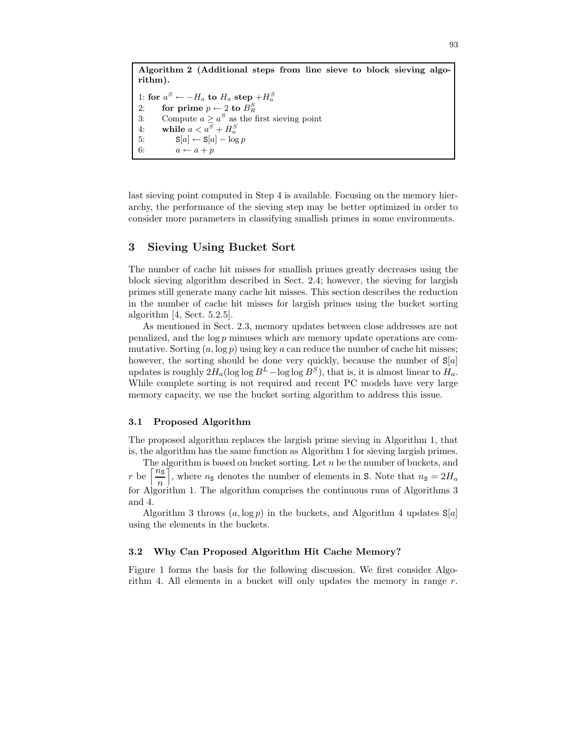**Algorithm 2 (Additional steps from line sieve to block sieving algorithm).**

```
1: for a^S ← −H_a to H_a step +H_a^S
2:     for prime p ← 2 to B_R^S
3:     Compute a ≥ a^S as the first sieving point
4:     while a < a^S + H_a^S
5:         S[a] ← S[a] − log p
6:         a ← a + p
```

last sieving point computed in Step 4 is available. Focusing on the memory hierarchy, the performance of the sieving step may be better optimized in order to consider more parameters in classifying smallish primes in some environments.

## 3 Sieving Using Bucket Sort

The number of cache hit misses for smallish primes greatly decreases using the block sieving algorithm described in Sect. 2.4; however, the sieving for largish primes still generate many cache hit misses. This section describes the reduction in the number of cache hit misses for largish primes using the bucket sorting algorithm [4, Sect. 5.2.5].

As mentioned in Sect. 2.3, memory updates between close addresses are not penalized, and the $\log p$ minuses which are memory update operations are commutative. Sorting $(a, \log p)$ using key $a$ can reduce the number of cache hit misses; however, the sorting should be done very quickly, because the number of $\mathtt{S}[a]$ updates is roughly $2H_a(\log\log B^L - \log\log B^S)$, that is, it is almost linear to $H_a$. While complete sorting is not required and recent PC models have very large memory capacity, we use the bucket sorting algorithm to address this issue.

### 3.1 Proposed Algorithm

The proposed algorithm replaces the largish prime sieving in Algorithm 1, that is, the algorithm has the same function as Algorithm 1 for sieving largish primes.

The algorithm is based on bucket sorting. Let $n$ be the number of buckets, and $r$ be $\left\lceil \frac{n_{\mathtt{S}}}{n} \right\rceil$, where $n_{\mathtt{S}}$ denotes the number of elements in $\mathtt{S}$. Note that $n_{\mathtt{S}} = 2H_a$ for Algorithm 1. The algorithm comprises the continuous runs of Algorithms 3 and 4.

Algorithm 3 throws $(a, \log p)$ in the buckets, and Algorithm 4 updates $\mathtt{S}[a]$ using the elements in the buckets.

### 3.2 Why Can Proposed Algorithm Hit Cache Memory?

Figure 1 forms the basis for the following discussion. We first consider Algorithm 4. All elements in a bucket will only updates the memory in range $r$.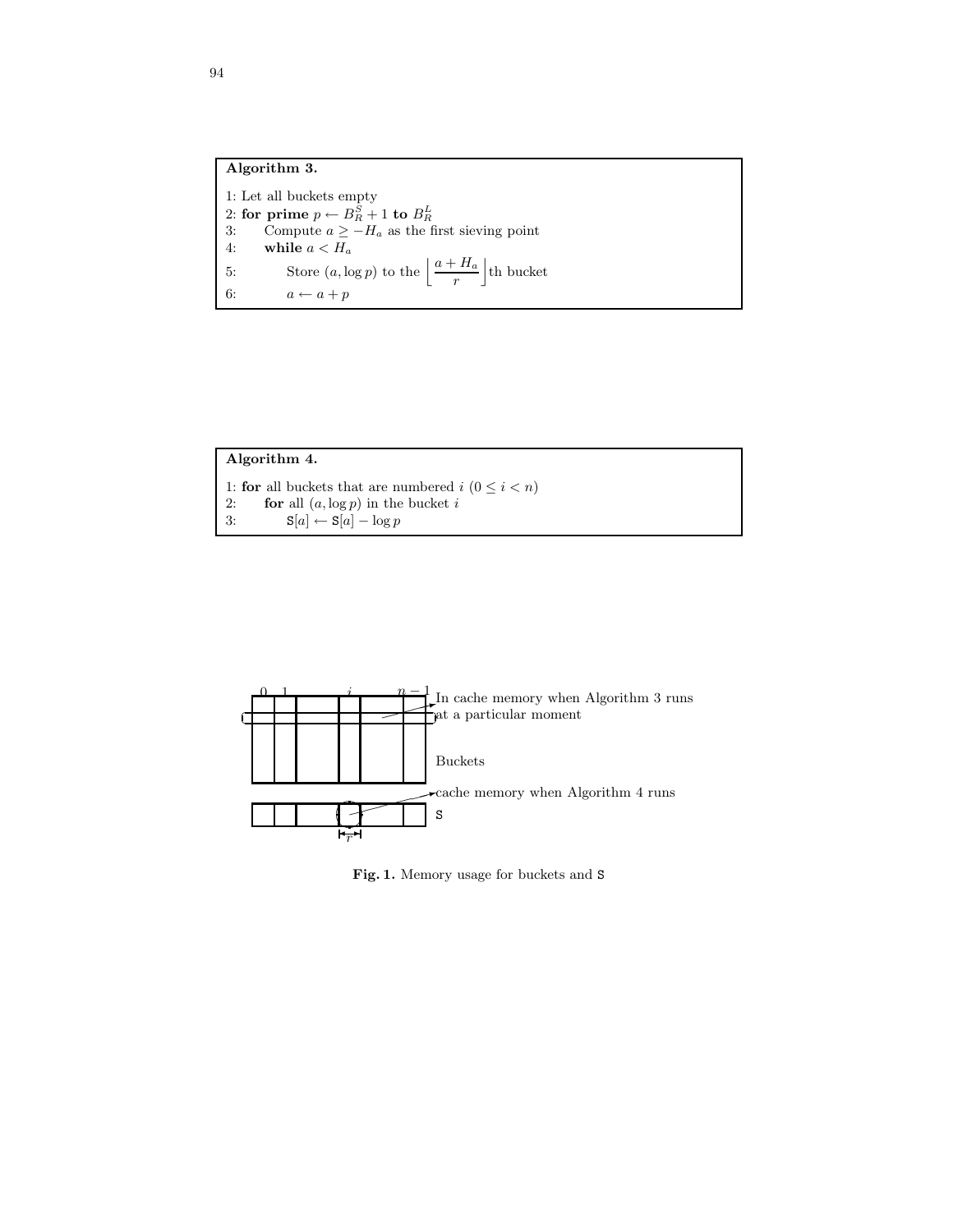**Algorithm 3.**

1: Let all buckets empty
2: **for prime** $p \leftarrow B_R^S + 1$ **to** $B_R^L$
3: Compute $a \geq -H_a$ as the first sieving point
4: **while** $a < H_a$
5: Store $(a, \log p)$ to the $\left\lfloor \dfrac{a + H_a}{r} \right\rfloor$th bucket
6: $a \leftarrow a + p$

**Algorithm 4.**

1: **for** all buckets that are numbered $i$ $(0 \leq i < n)$
2: **for** all $(a, \log p)$ in the bucket $i$
3: $\mathtt{S}[a] \leftarrow \mathtt{S}[a] - \log p$

0
1
$i$
$n-1$
In cache memory when Algorithm 3 runs at a particular moment
Buckets
cache memory when Algorithm 4 runs
S
$r$

**Fig. 1.** Memory usage for buckets and S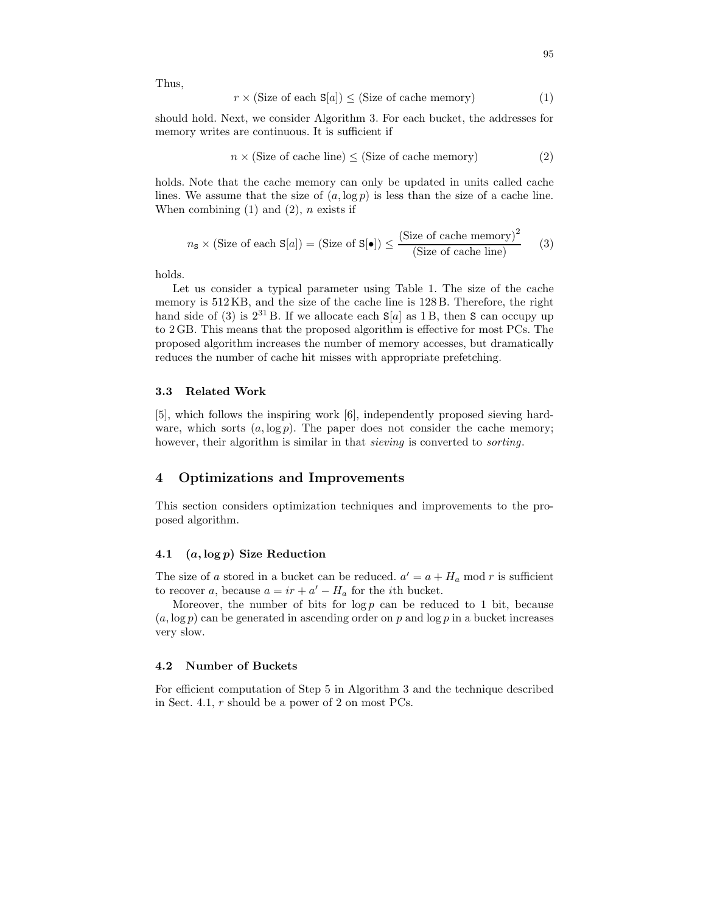Thus,

$$r \times (\text{Size of each } \mathtt{S}[a]) \leq (\text{Size of cache memory}) \tag{1}$$

should hold. Next, we consider Algorithm 3. For each bucket, the addresses for memory writes are continuous. It is sufficient if

$$n \times (\text{Size of cache line}) \leq (\text{Size of cache memory}) \tag{2}$$

holds. Note that the cache memory can only be updated in units called cache lines. We assume that the size of $(a, \log p)$ is less than the size of a cache line. When combining (1) and (2), $n$ exists if

$$n_{\mathtt{S}} \times (\text{Size of each } \mathtt{S}[a]) = (\text{Size of } \mathtt{S}[\bullet]) \leq \frac{(\text{Size of cache memory})^2}{(\text{Size of cache line})} \tag{3}$$

holds.

Let us consider a typical parameter using Table 1. The size of the cache memory is 512 KB, and the size of the cache line is 128 B. Therefore, the right hand side of (3) is $2^{31}$ B. If we allocate each $\mathtt{S}[a]$ as 1 B, then $\mathtt{S}$ can occupy up to 2 GB. This means that the proposed algorithm is effective for most PCs. The proposed algorithm increases the number of memory accesses, but dramatically reduces the number of cache hit misses with appropriate prefetching.

### 3.3 Related Work

[5], which follows the inspiring work [6], independently proposed sieving hardware, which sorts $(a, \log p)$. The paper does not consider the cache memory; however, their algorithm is similar in that *sieving* is converted to *sorting*.

## 4 Optimizations and Improvements

This section considers optimization techniques and improvements to the proposed algorithm.

### 4.1 $(a, \log p)$ Size Reduction

The size of $a$ stored in a bucket can be reduced. $a' = a + H_a \bmod r$ is sufficient to recover $a$, because $a = ir + a' - H_a$ for the $i$th bucket.

Moreover, the number of bits for $\log p$ can be reduced to 1 bit, because $(a, \log p)$ can be generated in ascending order on $p$ and $\log p$ in a bucket increases very slow.

### 4.2 Number of Buckets

For efficient computation of Step 5 in Algorithm 3 and the technique described in Sect. 4.1, $r$ should be a power of 2 on most PCs.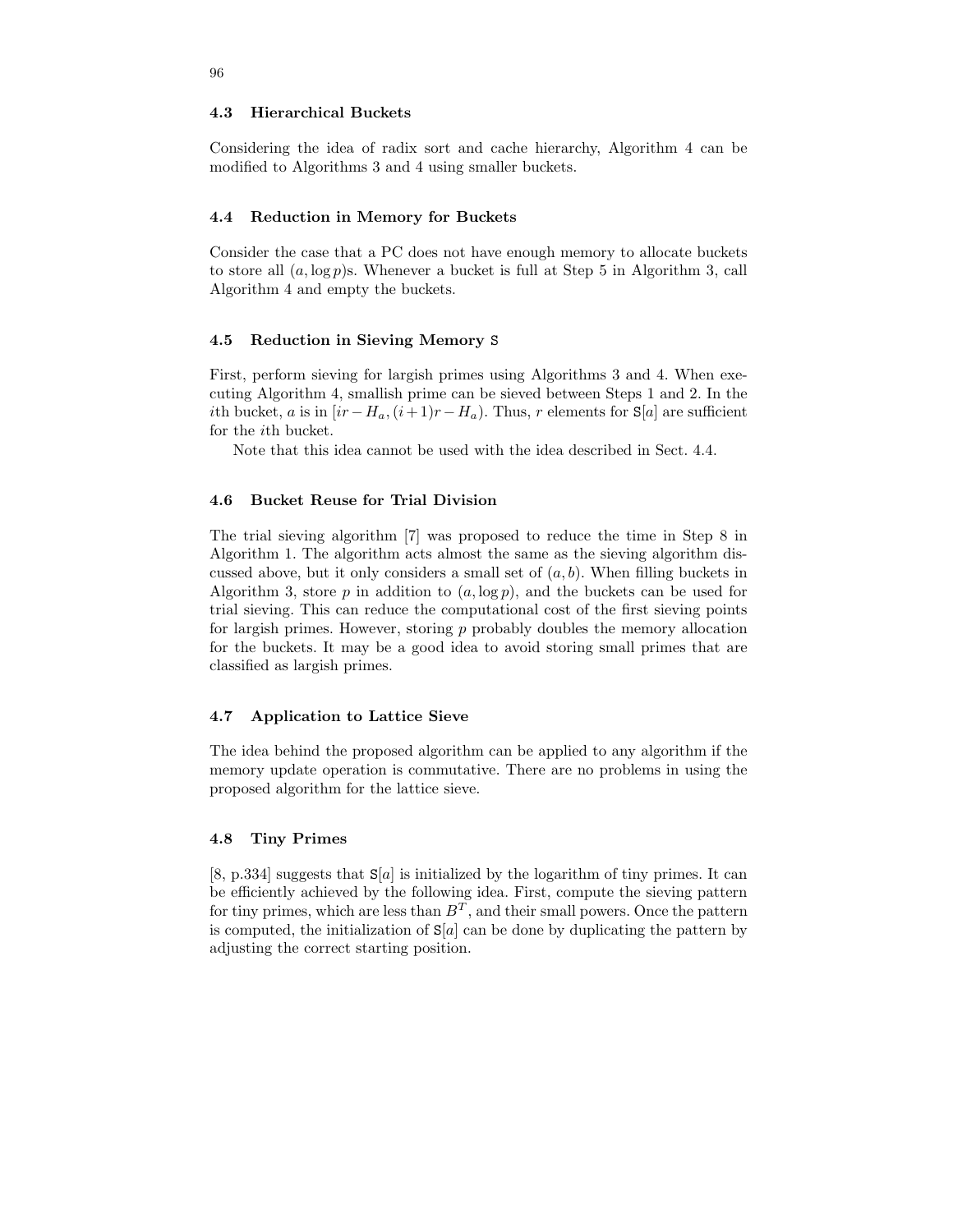### 4.3 Hierarchical Buckets

Considering the idea of radix sort and cache hierarchy, Algorithm 4 can be modified to Algorithms 3 and 4 using smaller buckets.

### 4.4 Reduction in Memory for Buckets

Consider the case that a PC does not have enough memory to allocate buckets to store all $(a, \log p)$s. Whenever a bucket is full at Step 5 in Algorithm 3, call Algorithm 4 and empty the buckets.

### 4.5 Reduction in Sieving Memory $\mathtt{S}$

First, perform sieving for largish primes using Algorithms 3 and 4. When executing Algorithm 4, smallish prime can be sieved between Steps 1 and 2. In the $i$th bucket, $a$ is in $[ir - H_a, (i+1)r - H_a)$. Thus, $r$ elements for $\mathtt{S}[a]$ are sufficient for the $i$th bucket.

Note that this idea cannot be used with the idea described in Sect. 4.4.

### 4.6 Bucket Reuse for Trial Division

The trial sieving algorithm [7] was proposed to reduce the time in Step 8 in Algorithm 1. The algorithm acts almost the same as the sieving algorithm discussed above, but it only considers a small set of $(a, b)$. When filling buckets in Algorithm 3, store $p$ in addition to $(a, \log p)$, and the buckets can be used for trial sieving. This can reduce the computational cost of the first sieving points for largish primes. However, storing $p$ probably doubles the memory allocation for the buckets. It may be a good idea to avoid storing small primes that are classified as largish primes.

### 4.7 Application to Lattice Sieve

The idea behind the proposed algorithm can be applied to any algorithm if the memory update operation is commutative. There are no problems in using the proposed algorithm for the lattice sieve.

### 4.8 Tiny Primes

[8, p.334] suggests that $\mathtt{S}[a]$ is initialized by the logarithm of tiny primes. It can be efficiently achieved by the following idea. First, compute the sieving pattern for tiny primes, which are less than $B^T$, and their small powers. Once the pattern is computed, the initialization of $\mathtt{S}[a]$ can be done by duplicating the pattern by adjusting the correct starting position.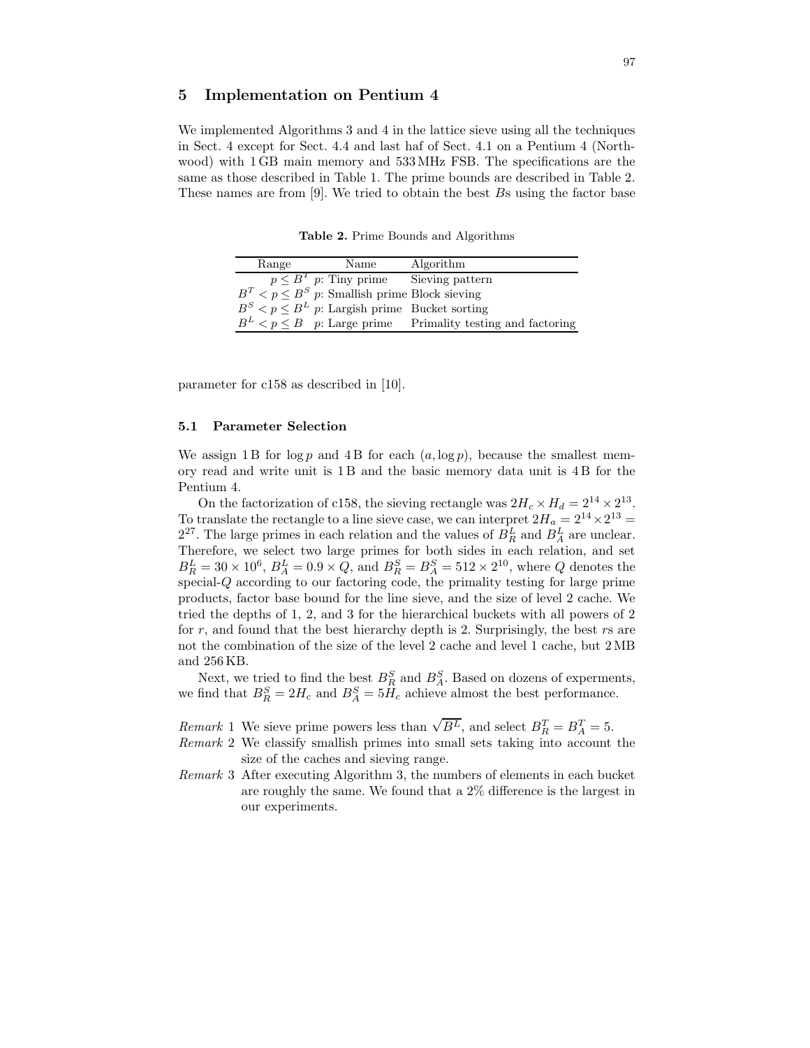## 5 Implementation on Pentium 4

We implemented Algorithms 3 and 4 in the lattice sieve using all the techniques in Sect. 4 except for Sect. 4.4 and last haf of Sect. 4.1 on a Pentium 4 (Northwood) with 1 GB main memory and 533 MHz FSB. The specifications are the same as those described in Table 1. The prime bounds are described in Table 2. These names are from [9]. We tried to obtain the best $B$s using the factor base parameter for c158 as described in [10].

**Table 2.** Prime Bounds and Algorithms

| Range | Name | Algorithm |
|---|---|---|
| $p \leq B^T$ | $p$: Tiny prime | Sieving pattern |
| $B^T < p \leq B^S$ | $p$: Smallish prime | Block sieving |
| $B^S < p \leq B^L$ | $p$: Largish prime | Bucket sorting |
| $B^L < p \leq B$ | $p$: Large prime | Primality testing and factoring |

### 5.1 Parameter Selection

We assign 1 B for $\log p$ and 4 B for each $(a, \log p)$, because the smallest memory read and write unit is 1 B and the basic memory data unit is 4 B for the Pentium 4.

On the factorization of c158, the sieving rectangle was $2H_c \times H_d = 2^{14} \times 2^{13}$. To translate the rectangle to a line sieve case, we can interpret $2H_a = 2^{14} \times 2^{13} = 2^{27}$. The large primes in each relation and the values of $B_R^L$ and $B_A^L$ are unclear. Therefore, we select two large primes for both sides in each relation, and set $B_R^L = 30 \times 10^6$, $B_A^L = 0.9 \times Q$, and $B_R^S = B_A^S = 512 \times 2^{10}$, where $Q$ denotes the special-$Q$ according to our factoring code, the primality testing for large prime products, factor base bound for the line sieve, and the size of level 2 cache. We tried the depths of 1, 2, and 3 for the hierarchical buckets with all powers of 2 for $r$, and found that the best hierarchy depth is 2. Surprisingly, the best $r$s are not the combination of the size of the level 2 cache and level 1 cache, but 2 MB and 256 KB.

Next, we tried to find the best $B_R^S$ and $B_A^S$. Based on dozens of experments, we find that $B_R^S = 2H_c$ and $B_A^S = 5H_c$ achieve almost the best performance.

*Remark* 1 We sieve prime powers less than $\sqrt{B^L}$, and select $B_R^T = B_A^T = 5$.

*Remark* 2 We classify smallish primes into small sets taking into account the size of the caches and sieving range.

*Remark* 3 After executing Algorithm 3, the numbers of elements in each bucket are roughly the same. We found that a 2% difference is the largest in our experiments.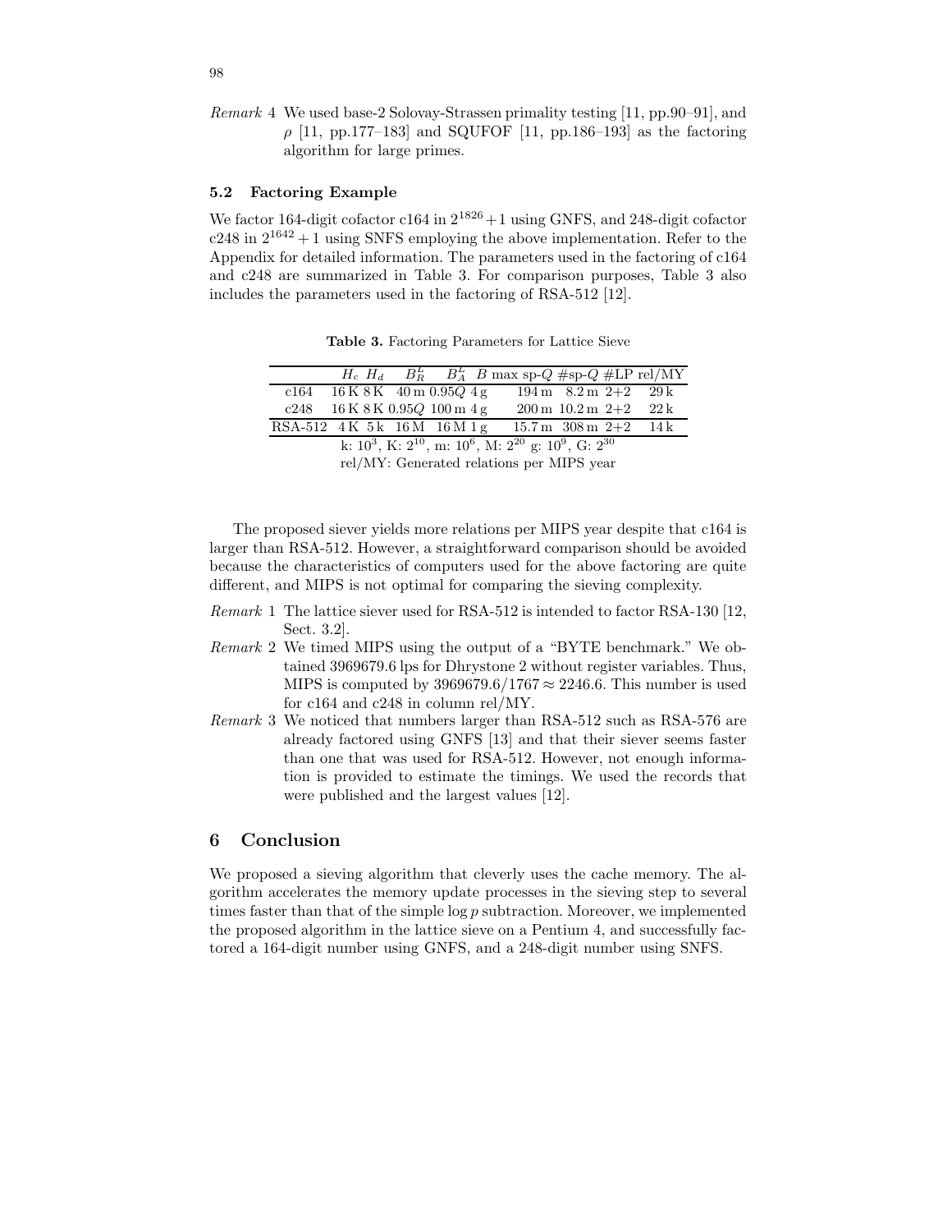*Remark* 4 We used base-2 Solovay-Strassen primality testing [11, pp.90–91], and $\rho$ [11, pp.177–183] and SQUFOF [11, pp.186–193] as the factoring algorithm for large primes.

### 5.2 Factoring Example

We factor 164-digit cofactor c164 in $2^{1826}+1$ using GNFS, and 248-digit cofactor c248 in $2^{1642}+1$ using SNFS employing the above implementation. Refer to the Appendix for detailed information. The parameters used in the factoring of c164 and c248 are summarized in Table 3. For comparison purposes, Table 3 also includes the parameters used in the factoring of RSA-512 [12].

**Table 3.** Factoring Parameters for Lattice Sieve

| | $H_c$ | $H_d$ | $B_R^L$ | $B_A^L$ | $B$ | max sp-$Q$ | #sp-$Q$ | #LP | rel/MY |
|---|---|---|---|---|---|---|---|---|---|
| c164 | 16 K | 8 K | 40 m | 0.95$Q$ | 4 g | 194 m | 8.2 m | 2+2 | 29 k |
| c248 | 16 K | 8 K | 0.95$Q$ | 100 m | 4 g | 200 m | 10.2 m | 2+2 | 22 k |
| RSA-512 | 4 K | 5 k | 16 M | 16 M | 1 g | 15.7 m | 308 m | 2+2 | 14 k |

k: $10^3$, K: $2^{10}$, m: $10^6$, M: $2^{20}$ g: $10^9$, G: $2^{30}$

rel/MY: Generated relations per MIPS year

The proposed siever yields more relations per MIPS year despite that c164 is larger than RSA-512. However, a straightforward comparison should be avoided because the characteristics of computers used for the above factoring are quite different, and MIPS is not optimal for comparing the sieving complexity.

*Remark* 1 The lattice siever used for RSA-512 is intended to factor RSA-130 [12, Sect. 3.2].

*Remark* 2 We timed MIPS using the output of a "BYTE benchmark." We obtained 3969679.6 lps for Dhrystone 2 without register variables. Thus, MIPS is computed by $3969679.6/1767 \approx 2246.6$. This number is used for c164 and c248 in column rel/MY.

*Remark* 3 We noticed that numbers larger than RSA-512 such as RSA-576 are already factored using GNFS [13] and that their siever seems faster than one that was used for RSA-512. However, not enough information is provided to estimate the timings. We used the records that were published and the largest values [12].

## 6 Conclusion

We proposed a sieving algorithm that cleverly uses the cache memory. The algorithm accelerates the memory update processes in the sieving step to several times faster than that of the simple $\log p$ subtraction. Moreover, we implemented the proposed algorithm in the lattice sieve on a Pentium 4, and successfully factored a 164-digit number using GNFS, and a 248-digit number using SNFS.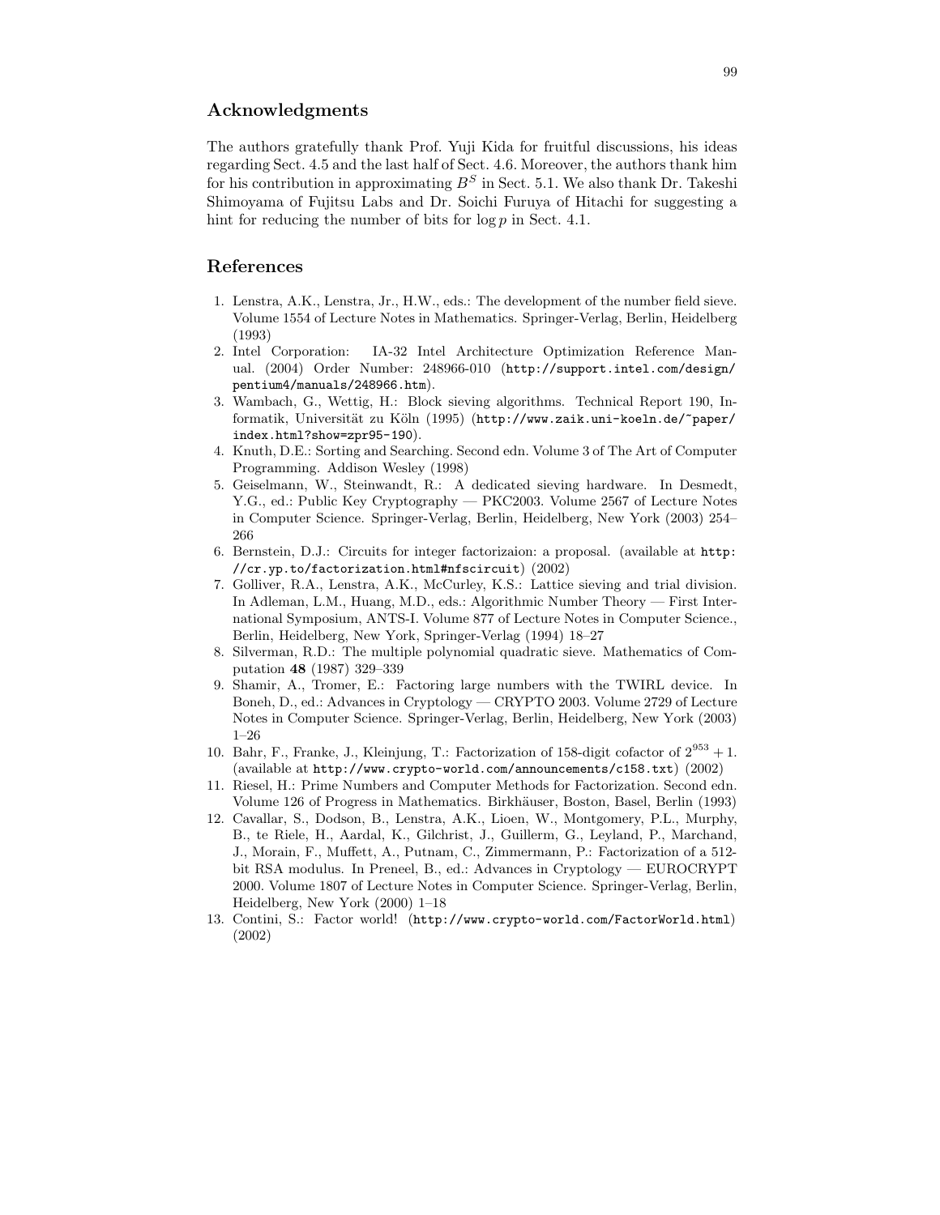## Acknowledgments

The authors gratefully thank Prof. Yuji Kida for fruitful discussions, his ideas regarding Sect. 4.5 and the last half of Sect. 4.6. Moreover, the authors thank him for his contribution in approximating $B^S$ in Sect. 5.1. We also thank Dr. Takeshi Shimoyama of Fujitsu Labs and Dr. Soichi Furuya of Hitachi for suggesting a hint for reducing the number of bits for $\log p$ in Sect. 4.1.

## References

1. Lenstra, A.K., Lenstra, Jr., H.W., eds.: The development of the number field sieve. Volume 1554 of Lecture Notes in Mathematics. Springer-Verlag, Berlin, Heidelberg (1993)
2. Intel Corporation: IA-32 Intel Architecture Optimization Reference Manual. (2004) Order Number: 248966-010 (`http://support.intel.com/design/pentium4/manuals/248966.htm`).
3. Wambach, G., Wettig, H.: Block sieving algorithms. Technical Report 190, Informatik, Universität zu Köln (1995) (`http://www.zaik.uni-koeln.de/~paper/index.html?show=zpr95-190`).
4. Knuth, D.E.: Sorting and Searching. Second edn. Volume 3 of The Art of Computer Programming. Addison Wesley (1998)
5. Geiselmann, W., Steinwandt, R.: A dedicated sieving hardware. In Desmedt, Y.G., ed.: Public Key Cryptography — PKC2003. Volume 2567 of Lecture Notes in Computer Science. Springer-Verlag, Berlin, Heidelberg, New York (2003) 254–266
6. Bernstein, D.J.: Circuits for integer factorizaion: a proposal. (available at `http://cr.yp.to/factorization.html#nfscircuit`) (2002)
7. Golliver, R.A., Lenstra, A.K., McCurley, K.S.: Lattice sieving and trial division. In Adleman, L.M., Huang, M.D., eds.: Algorithmic Number Theory — First International Symposium, ANTS-I. Volume 877 of Lecture Notes in Computer Science., Berlin, Heidelberg, New York, Springer-Verlag (1994) 18–27
8. Silverman, R.D.: The multiple polynomial quadratic sieve. Mathematics of Computation **48** (1987) 329–339
9. Shamir, A., Tromer, E.: Factoring large numbers with the TWIRL device. In Boneh, D., ed.: Advances in Cryptology — CRYPTO 2003. Volume 2729 of Lecture Notes in Computer Science. Springer-Verlag, Berlin, Heidelberg, New York (2003) 1–26
10. Bahr, F., Franke, J., Kleinjung, T.: Factorization of 158-digit cofactor of $2^{953}+1$. (available at `http://www.crypto-world.com/announcements/c158.txt`) (2002)
11. Riesel, H.: Prime Numbers and Computer Methods for Factorization. Second edn. Volume 126 of Progress in Mathematics. Birkhäuser, Boston, Basel, Berlin (1993)
12. Cavallar, S., Dodson, B., Lenstra, A.K., Lioen, W., Montgomery, P.L., Murphy, B., te Riele, H., Aardal, K., Gilchrist, J., Guillerm, G., Leyland, P., Marchand, J., Morain, F., Muffett, A., Putnam, C., Zimmermann, P.: Factorization of a 512-bit RSA modulus. In Preneel, B., ed.: Advances in Cryptology — EUROCRYPT 2000. Volume 1807 of Lecture Notes in Computer Science. Springer-Verlag, Berlin, Heidelberg, New York (2000) 1–18
13. Contini, S.: Factor world! (`http://www.crypto-world.com/FactorWorld.html`) (2002)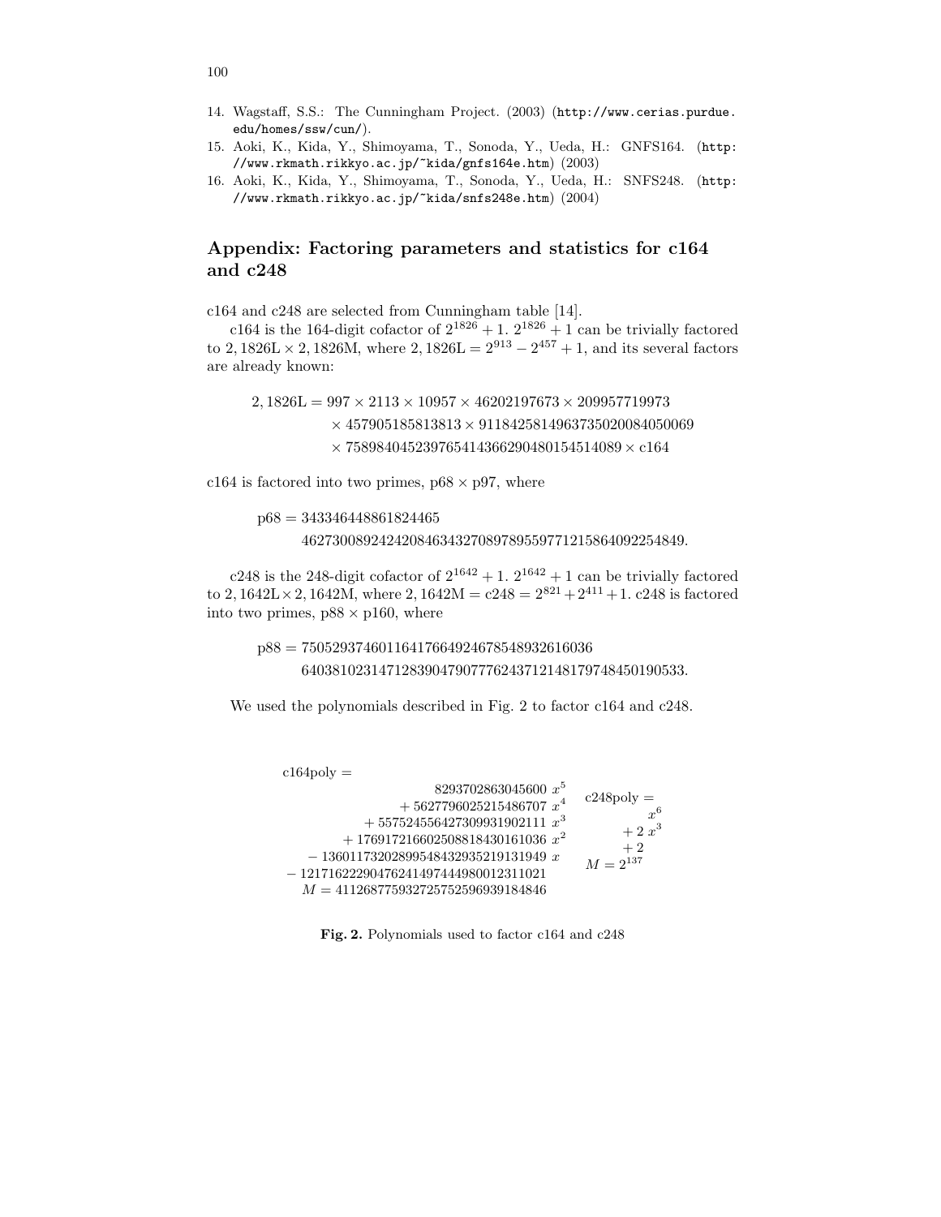14. Wagstaff, S.S.: The Cunningham Project. (2003) (`http://www.cerias.purdue.edu/homes/ssw/cun/`).
15. Aoki, K., Kida, Y., Shimoyama, T., Sonoda, Y., Ueda, H.: GNFS164. (`http://www.rkmath.rikkyo.ac.jp/~kida/gnfs164e.htm`) (2003)
16. Aoki, K., Kida, Y., Shimoyama, T., Sonoda, Y., Ueda, H.: SNFS248. (`http://www.rkmath.rikkyo.ac.jp/~kida/snfs248e.htm`) (2004)

## Appendix: Factoring parameters and statistics for c164 and c248

c164 and c248 are selected from Cunningham table [14].

c164 is the 164-digit cofactor of $2^{1826}+1$. $2^{1826}+1$ can be trivially factored to $2,1826\text{L} \times 2,1826\text{M}$, where $2,1826\text{L} = 2^{913} - 2^{457} + 1$, and its several factors are already known:

$$
\begin{aligned}
2,1826\text{L} = & \ 997 \times 2113 \times 10957 \times 46202197673 \times 209957719973 \\
& \times 457905185813813 \times 9118425814963735020084050069 \\
& \times 758984045239765414366290480154514089 \times \text{c164}
\end{aligned}
$$

c164 is factored into two primes, p68 × p97, where

$$
\begin{aligned}
\text{p68} = & \ 343346448861824465 \\
& 46273008924242084634327089789559771215864092254849.
\end{aligned}
$$

c248 is the 248-digit cofactor of $2^{1642}+1$. $2^{1642}+1$ can be trivially factored to $2,1642\text{L} \times 2,1642\text{M}$, where $2,1642\text{M} = \text{c248} = 2^{821} + 2^{411} + 1$. c248 is factored into two primes, p88 × p160, where

$$
\begin{aligned}
\text{p88} = & \ 7505293746011641766492467854893261​6036 \\
& 640381023147128390479077762437121481797484501905​33.
\end{aligned}
$$

We used the polynomials described in Fig. 2 to factor c164 and c248.

$$
\begin{aligned}
\text{c164poly} = & \\
& 8293702863045600\ x^5 \\
& + 5627796025215486707\ x^4 \\
& + 557524556427309931902111\ x^3 \\
& + 176917216602508818430161036\ x^2 \\
& - 13601173202899548432935219131949\ x \\
& - 12171622290476241497444980012311021 \\
M = & \ 411268775932725752596939184846
\end{aligned}
\qquad
\begin{aligned}
\text{c248poly} = & \\
& x^6 \\
& + 2\ x^3 \\
& + 2 \\
M = & \ 2^{137}
\end{aligned}
$$

**Fig. 2.** Polynomials used to factor c164 and c248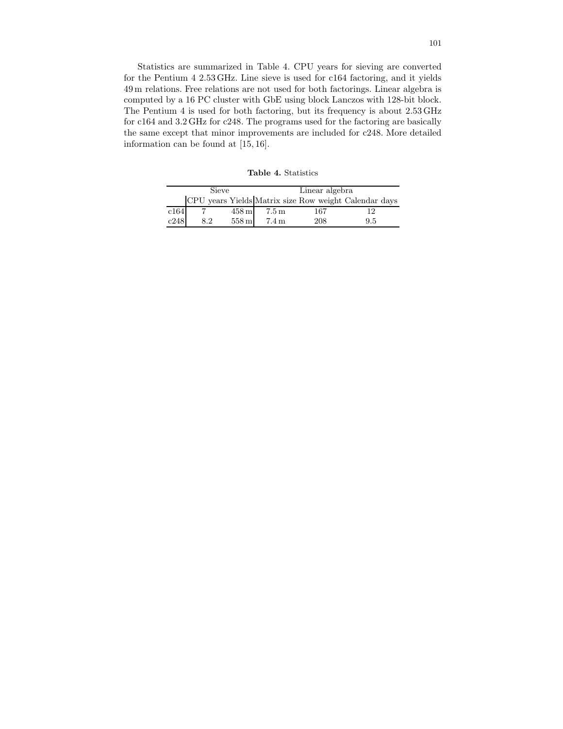Statistics are summarized in Table 4. CPU years for sieving are converted for the Pentium 4 2.53 GHz. Line sieve is used for c164 factoring, and it yields 49 m relations. Free relations are not used for both factorings. Linear algebra is computed by a 16 PC cluster with GbE using block Lanczos with 128-bit block. The Pentium 4 is used for both factoring, but its frequency is about 2.53 GHz for c164 and 3.2 GHz for c248. The programs used for the factoring are basically the same except that minor improvements are included for c248. More detailed information can be found at [15, 16].

**Table 4.** Statistics

| | Sieve | | Linear algebra | | |
|---|---|---|---|---|---|
| | CPU years | Yields | Matrix size | Row weight | Calendar days |
| c164 | 7 | 458 m | 7.5 m | 167 | 12 |
| c248 | 8.2 | 558 m | 7.4 m | 208 | 9.5 |